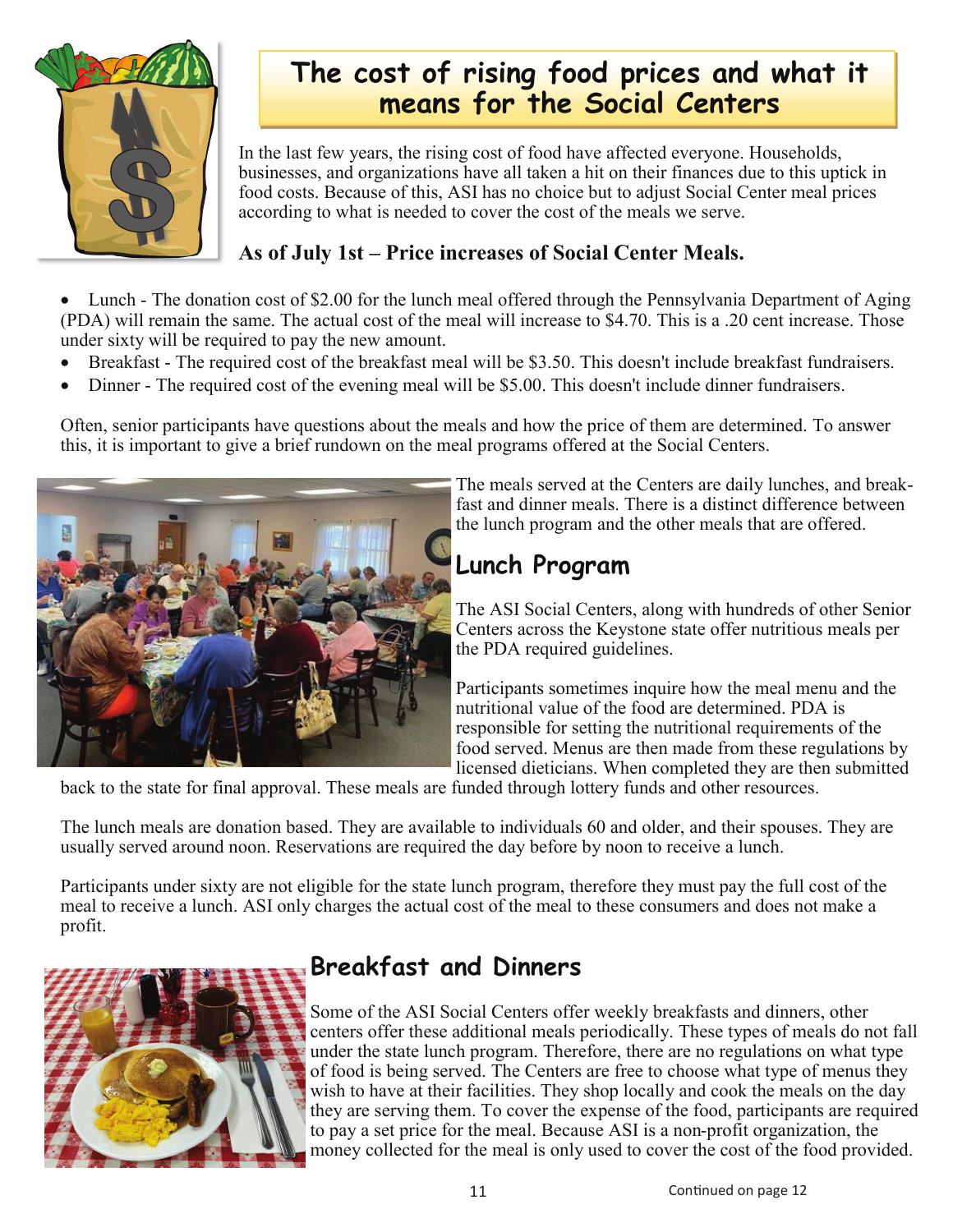# The cost of rising food prices and what it means for the Social Centers

In the last few years, the rising cost of food have affected everyone. Households, businesses, and organizations have all taken a hit on their finances due to this uptick in food costs. Because of this, ASI has no choice but to adjust Social Center meal prices according to what is needed to cover the cost of the meals we serve.

**As of July 1st – Price increases of Social Center Meals.**

- Lunch - The donation cost of $2.00 for the lunch meal offered through the Pennsylvania Department of Aging (PDA) will remain the same. The actual cost of the meal will increase to $4.70. This is a .20 cent increase. Those under sixty will be required to pay the new amount.
- Breakfast - The required cost of the breakfast meal will be $3.50. This doesn't include breakfast fundraisers.
- Dinner - The required cost of the evening meal will be $5.00. This doesn't include dinner fundraisers.

Often, senior participants have questions about the meals and how the price of them are determined. To answer this, it is important to give a brief rundown on the meal programs offered at the Social Centers.

The meals served at the Centers are daily lunches, and breakfast and dinner meals. There is a distinct difference between the lunch program and the other meals that are offered.

## Lunch Program

The ASI Social Centers, along with hundreds of other Senior Centers across the Keystone state offer nutritious meals per the PDA required guidelines.

Participants sometimes inquire how the meal menu and the nutritional value of the food are determined. PDA is responsible for setting the nutritional requirements of the food served. Menus are then made from these regulations by licensed dieticians. When completed they are then submitted back to the state for final approval. These meals are funded through lottery funds and other resources.

The lunch meals are donation based. They are available to individuals 60 and older, and their spouses. They are usually served around noon. Reservations are required the day before by noon to receive a lunch.

Participants under sixty are not eligible for the state lunch program, therefore they must pay the full cost of the meal to receive a lunch. ASI only charges the actual cost of the meal to these consumers and does not make a profit.

## Breakfast and Dinners

Some of the ASI Social Centers offer weekly breakfasts and dinners, other centers offer these additional meals periodically. These types of meals do not fall under the state lunch program. Therefore, there are no regulations on what type of food is being served. The Centers are free to choose what type of menus they wish to have at their facilities. They shop locally and cook the meals on the day they are serving them. To cover the expense of the food, participants are required to pay a set price for the meal. Because ASI is a non-profit organization, the money collected for the meal is only used to cover the cost of the food provided.

Continued on page 12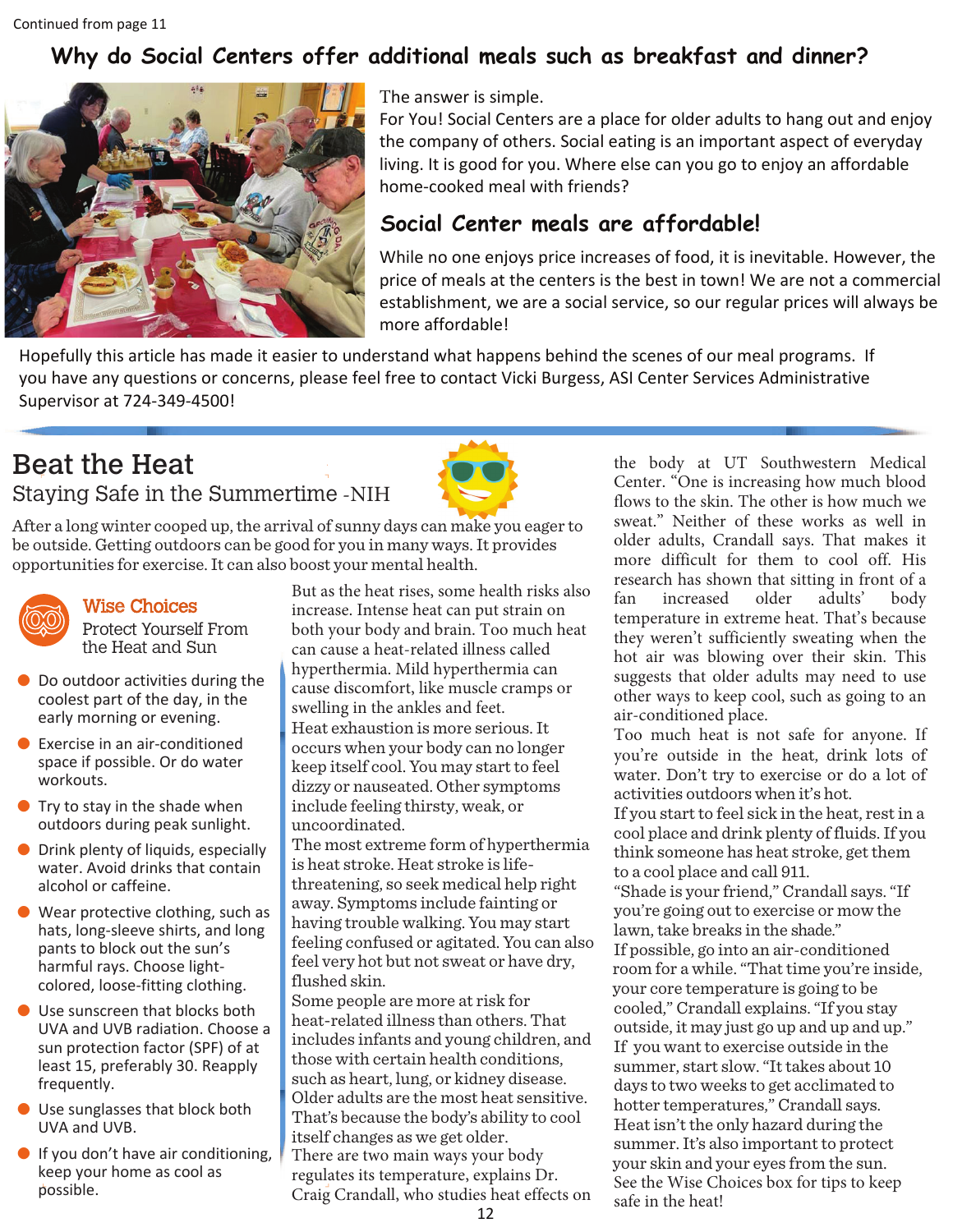Continued from page 11

## Why do Social Centers offer additional meals such as breakfast and dinner?

The answer is simple.

For You! Social Centers are a place for older adults to hang out and enjoy the company of others. Social eating is an important aspect of everyday living. It is good for you. Where else can you go to enjoy an affordable home-cooked meal with friends?

### Social Center meals are affordable!

While no one enjoys price increases of food, it is inevitable. However, the price of meals at the centers is the best in town! We are not a commercial establishment, we are a social service, so our regular prices will always be more affordable!

Hopefully this article has made it easier to understand what happens behind the scenes of our meal programs. If you have any questions or concerns, please feel free to contact Vicki Burgess, ASI Center Services Administrative Supervisor at 724-349-4500!

# Beat the Heat

## Staying Safe in the Summertime -NIH

After a long winter cooped up, the arrival of sunny days can make you eager to be outside. Getting outdoors can be good for you in many ways. It provides opportunities for exercise. It can also boost your mental health.

### Wise Choices

**Protect Yourself From the Heat and Sun**

- Do outdoor activities during the coolest part of the day, in the early morning or evening.
- Exercise in an air-conditioned space if possible. Or do water workouts.
- Try to stay in the shade when outdoors during peak sunlight.
- Drink plenty of liquids, especially water. Avoid drinks that contain alcohol or caffeine.
- Wear protective clothing, such as hats, long-sleeve shirts, and long pants to block out the sun's harmful rays. Choose light-colored, loose-fitting clothing.
- Use sunscreen that blocks both UVA and UVB radiation. Choose a sun protection factor (SPF) of at least 15, preferably 30. Reapply frequently.
- Use sunglasses that block both UVA and UVB.
- If you don't have air conditioning, keep your home as cool as possible.

But as the heat rises, some health risks also increase. Intense heat can put strain on both your body and brain. Too much heat can cause a heat-related illness called hyperthermia. Mild hyperthermia can cause discomfort, like muscle cramps or swelling in the ankles and feet.

Heat exhaustion is more serious. It occurs when your body can no longer keep itself cool. You may start to feel dizzy or nauseated. Other symptoms include feeling thirsty, weak, or uncoordinated.

The most extreme form of hyperthermia is heat stroke. Heat stroke is life-threatening, so seek medical help right away. Symptoms include fainting or having trouble walking. You may start feeling confused or agitated. You can also feel very hot but not sweat or have dry, flushed skin.

Some people are more at risk for heat-related illness than others. That includes infants and young children, and those with certain health conditions, such as heart, lung, or kidney disease.

Older adults are the most heat sensitive. That's because the body's ability to cool itself changes as we get older.

There are two main ways your body regulates its temperature, explains Dr. Craig Crandall, who studies heat effects on the body at UT Southwestern Medical Center. "One is increasing how much blood flows to the skin. The other is how much we sweat." Neither of these works as well in older adults, Crandall says. That makes it more difficult for them to cool off. His research has shown that sitting in front of a fan increased older adults' body temperature in extreme heat. That's because they weren't sufficiently sweating when the hot air was blowing over their skin. This suggests that older adults may need to use other ways to keep cool, such as going to an air-conditioned place.

Too much heat is not safe for anyone. If you're outside in the heat, drink lots of water. Don't try to exercise or do a lot of activities outdoors when it's hot.

If you start to feel sick in the heat, rest in a cool place and drink plenty of fluids. If you think someone has heat stroke, get them to a cool place and call 911.

"Shade is your friend," Crandall says. "If you're going out to exercise or mow the lawn, take breaks in the shade."

If possible, go into an air-conditioned room for a while. "That time you're inside, your core temperature is going to be cooled," Crandall explains. "If you stay outside, it may just go up and up and up."

If you want to exercise outside in the summer, start slow. "It takes about 10 days to two weeks to get acclimated to hotter temperatures," Crandall says.

Heat isn't the only hazard during the summer. It's also important to protect your skin and your eyes from the sun.

See the Wise Choices box for tips to keep safe in the heat!